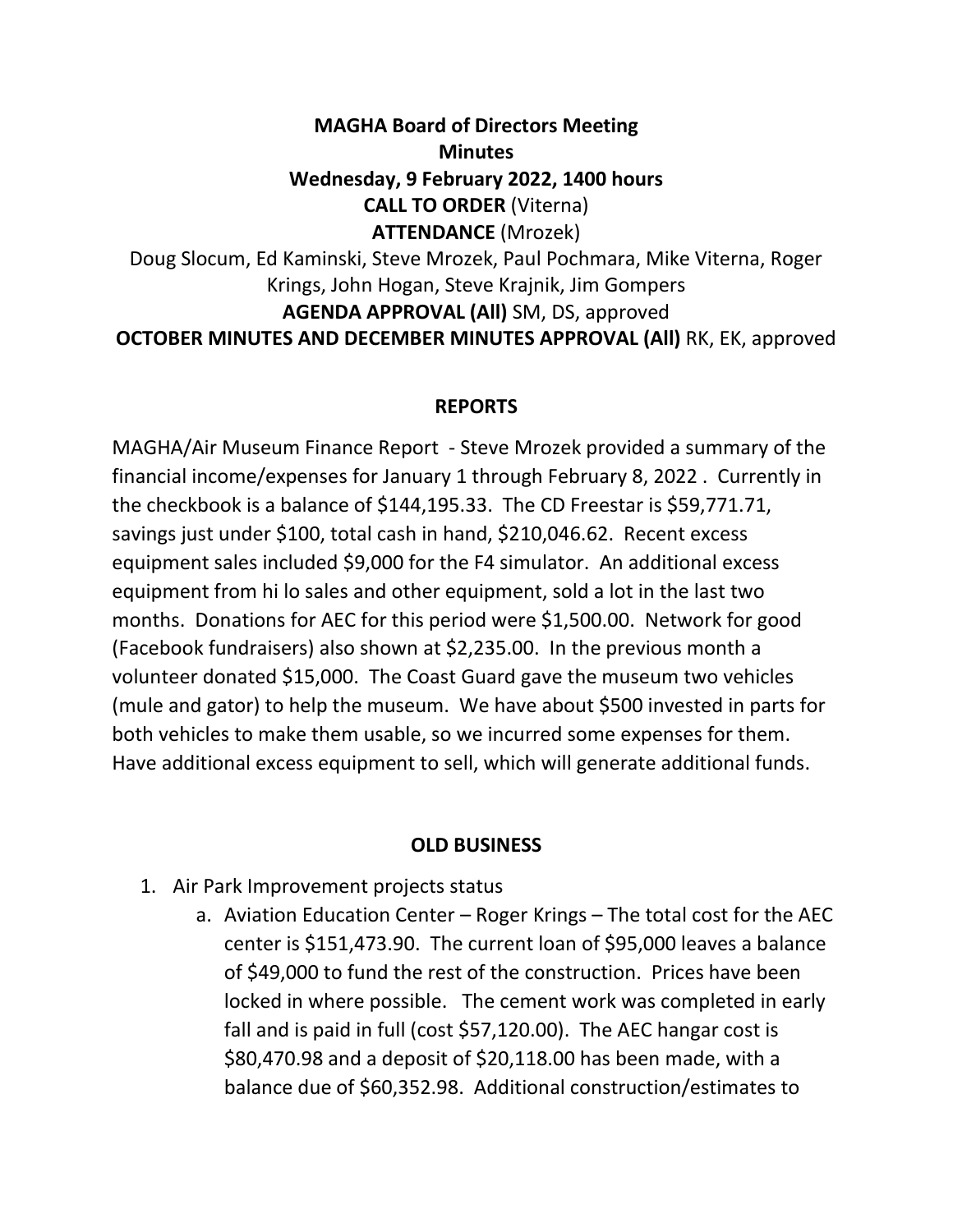**MAGHA Board of Directors Meeting**
**Minutes**
**Wednesday, 9 February 2022, 1400 hours**

**CALL TO ORDER** (Viterna)

**ATTENDANCE** (Mrozek)

Doug Slocum, Ed Kaminski, Steve Mrozek, Paul Pochmara, Mike Viterna, Roger Krings, John Hogan, Steve Krajnik, Jim Gompers

**AGENDA APPROVAL (All)** SM, DS, approved

**OCTOBER MINUTES AND DECEMBER MINUTES APPROVAL (All)** RK, EK, approved

## REPORTS

MAGHA/Air Museum Finance Report - Steve Mrozek provided a summary of the financial income/expenses for January 1 through February 8, 2022 . Currently in the checkbook is a balance of $144,195.33. The CD Freestar is $59,771.71, savings just under $100, total cash in hand, $210,046.62. Recent excess equipment sales included $9,000 for the F4 simulator. An additional excess equipment from hi lo sales and other equipment, sold a lot in the last two months. Donations for AEC for this period were $1,500.00. Network for good (Facebook fundraisers) also shown at $2,235.00. In the previous month a volunteer donated $15,000. The Coast Guard gave the museum two vehicles (mule and gator) to help the museum. We have about $500 invested in parts for both vehicles to make them usable, so we incurred some expenses for them. Have additional excess equipment to sell, which will generate additional funds.

## OLD BUSINESS

1. Air Park Improvement projects status
   a. Aviation Education Center – Roger Krings – The total cost for the AEC center is $151,473.90. The current loan of $95,000 leaves a balance of $49,000 to fund the rest of the construction. Prices have been locked in where possible. The cement work was completed in early fall and is paid in full (cost $57,120.00). The AEC hangar cost is $80,470.98 and a deposit of $20,118.00 has been made, with a balance due of $60,352.98. Additional construction/estimates to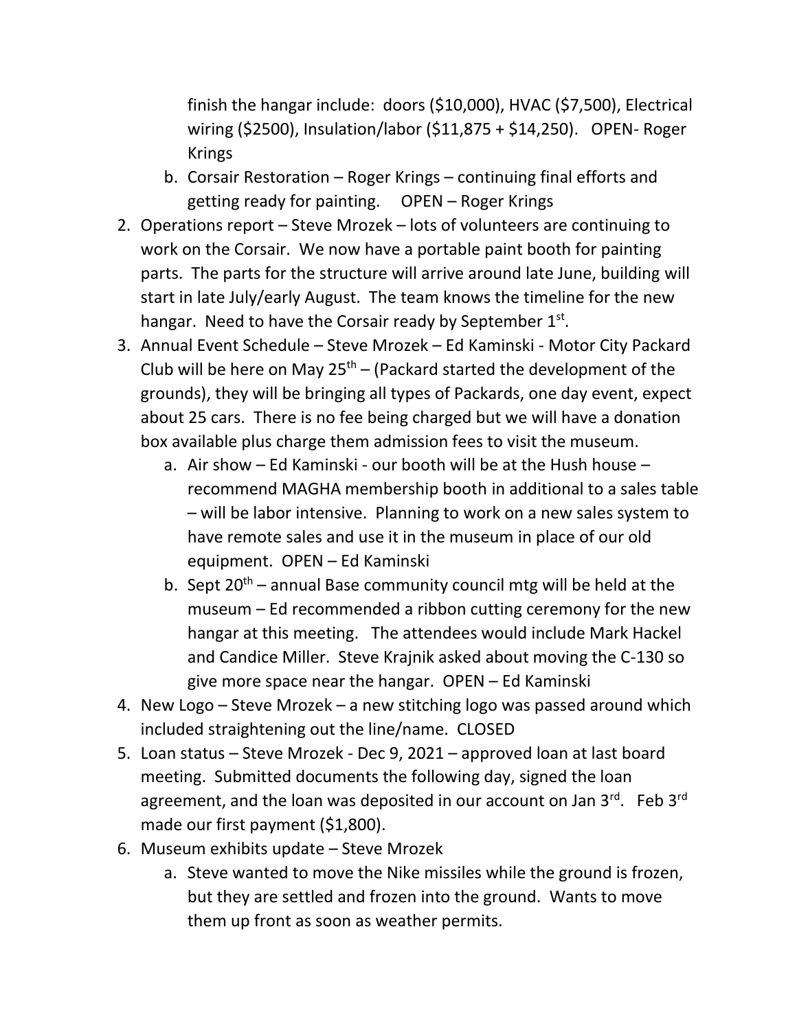finish the hangar include: doors ($10,000), HVAC ($7,500), Electrical wiring ($2500), Insulation/labor ($11,875 + $14,250). OPEN- Roger Krings

   b. Corsair Restoration – Roger Krings – continuing final efforts and getting ready for painting. OPEN – Roger Krings

2. Operations report – Steve Mrozek – lots of volunteers are continuing to work on the Corsair. We now have a portable paint booth for painting parts. The parts for the structure will arrive around late June, building will start in late July/early August. The team knows the timeline for the new hangar. Need to have the Corsair ready by September 1st.
3. Annual Event Schedule – Steve Mrozek – Ed Kaminski - Motor City Packard Club will be here on May 25th – (Packard started the development of the grounds), they will be bringing all types of Packards, one day event, expect about 25 cars. There is no fee being charged but we will have a donation box available plus charge them admission fees to visit the museum.
   a. Air show – Ed Kaminski - our booth will be at the Hush house – recommend MAGHA membership booth in additional to a sales table – will be labor intensive. Planning to work on a new sales system to have remote sales and use it in the museum in place of our old equipment. OPEN – Ed Kaminski
   b. Sept 20th – annual Base community council mtg will be held at the museum – Ed recommended a ribbon cutting ceremony for the new hangar at this meeting. The attendees would include Mark Hackel and Candice Miller. Steve Krajnik asked about moving the C-130 so give more space near the hangar. OPEN – Ed Kaminski
4. New Logo – Steve Mrozek – a new stitching logo was passed around which included straightening out the line/name. CLOSED
5. Loan status – Steve Mrozek - Dec 9, 2021 – approved loan at last board meeting. Submitted documents the following day, signed the loan agreement, and the loan was deposited in our account on Jan 3rd. Feb 3rd made our first payment ($1,800).
6. Museum exhibits update – Steve Mrozek
   a. Steve wanted to move the Nike missiles while the ground is frozen, but they are settled and frozen into the ground. Wants to move them up front as soon as weather permits.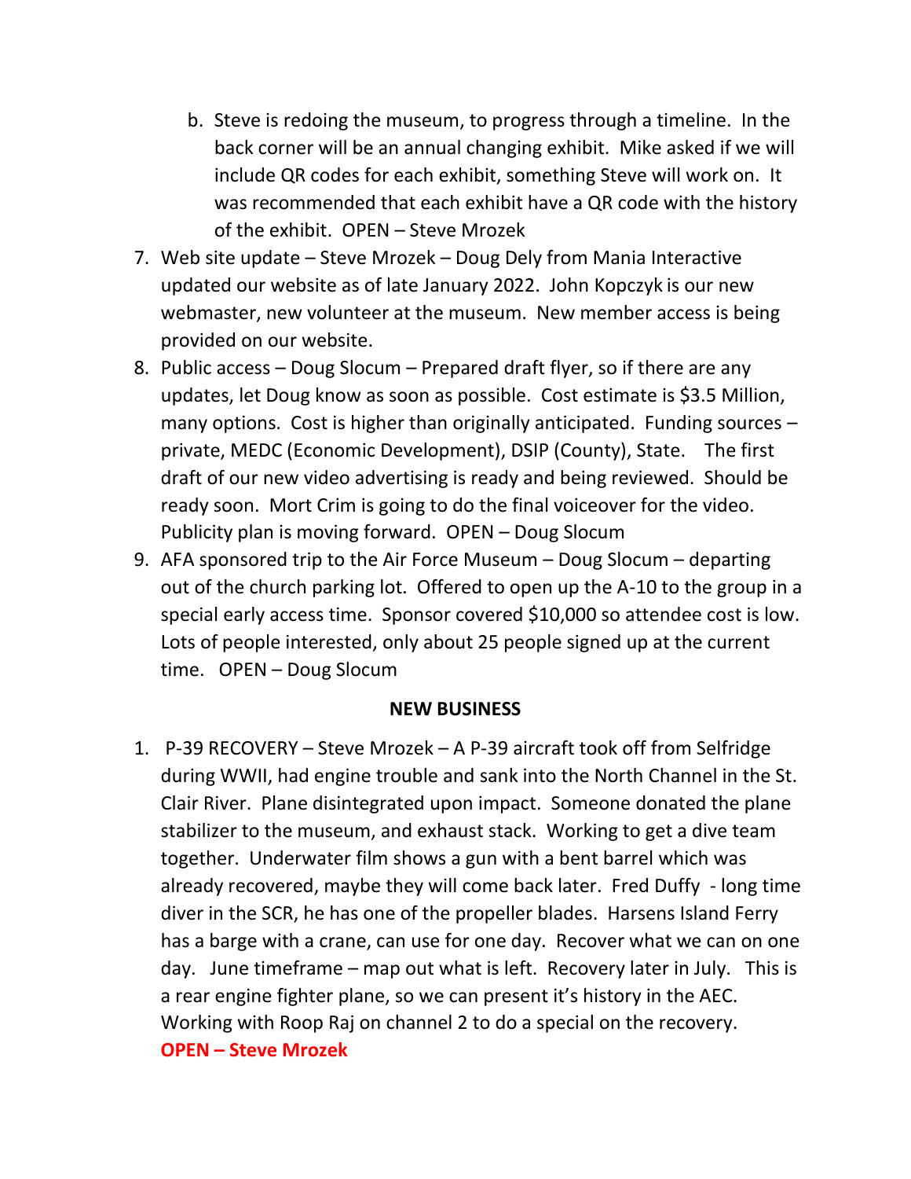b. Steve is redoing the museum, to progress through a timeline. In the back corner will be an annual changing exhibit. Mike asked if we will include QR codes for each exhibit, something Steve will work on. It was recommended that each exhibit have a QR code with the history of the exhibit. OPEN – Steve Mrozek

7. Web site update – Steve Mrozek – Doug Dely from Mania Interactive updated our website as of late January 2022. John Kopczyk is our new webmaster, new volunteer at the museum. New member access is being provided on our website.
8. Public access – Doug Slocum – Prepared draft flyer, so if there are any updates, let Doug know as soon as possible. Cost estimate is $3.5 Million, many options. Cost is higher than originally anticipated. Funding sources – private, MEDC (Economic Development), DSIP (County), State. The first draft of our new video advertising is ready and being reviewed. Should be ready soon. Mort Crim is going to do the final voiceover for the video. Publicity plan is moving forward. OPEN – Doug Slocum
9. AFA sponsored trip to the Air Force Museum – Doug Slocum – departing out of the church parking lot. Offered to open up the A-10 to the group in a special early access time. Sponsor covered $10,000 so attendee cost is low. Lots of people interested, only about 25 people signed up at the current time. OPEN – Doug Slocum

**NEW BUSINESS**

1. P-39 RECOVERY – Steve Mrozek – A P-39 aircraft took off from Selfridge during WWII, had engine trouble and sank into the North Channel in the St. Clair River. Plane disintegrated upon impact. Someone donated the plane stabilizer to the museum, and exhaust stack. Working to get a dive team together. Underwater film shows a gun with a bent barrel which was already recovered, maybe they will come back later. Fred Duffy - long time diver in the SCR, he has one of the propeller blades. Harsens Island Ferry has a barge with a crane, can use for one day. Recover what we can on one day. June timeframe – map out what is left. Recovery later in July. This is a rear engine fighter plane, so we can present it's history in the AEC. Working with Roop Raj on channel 2 to do a special on the recovery. **OPEN – Steve Mrozek**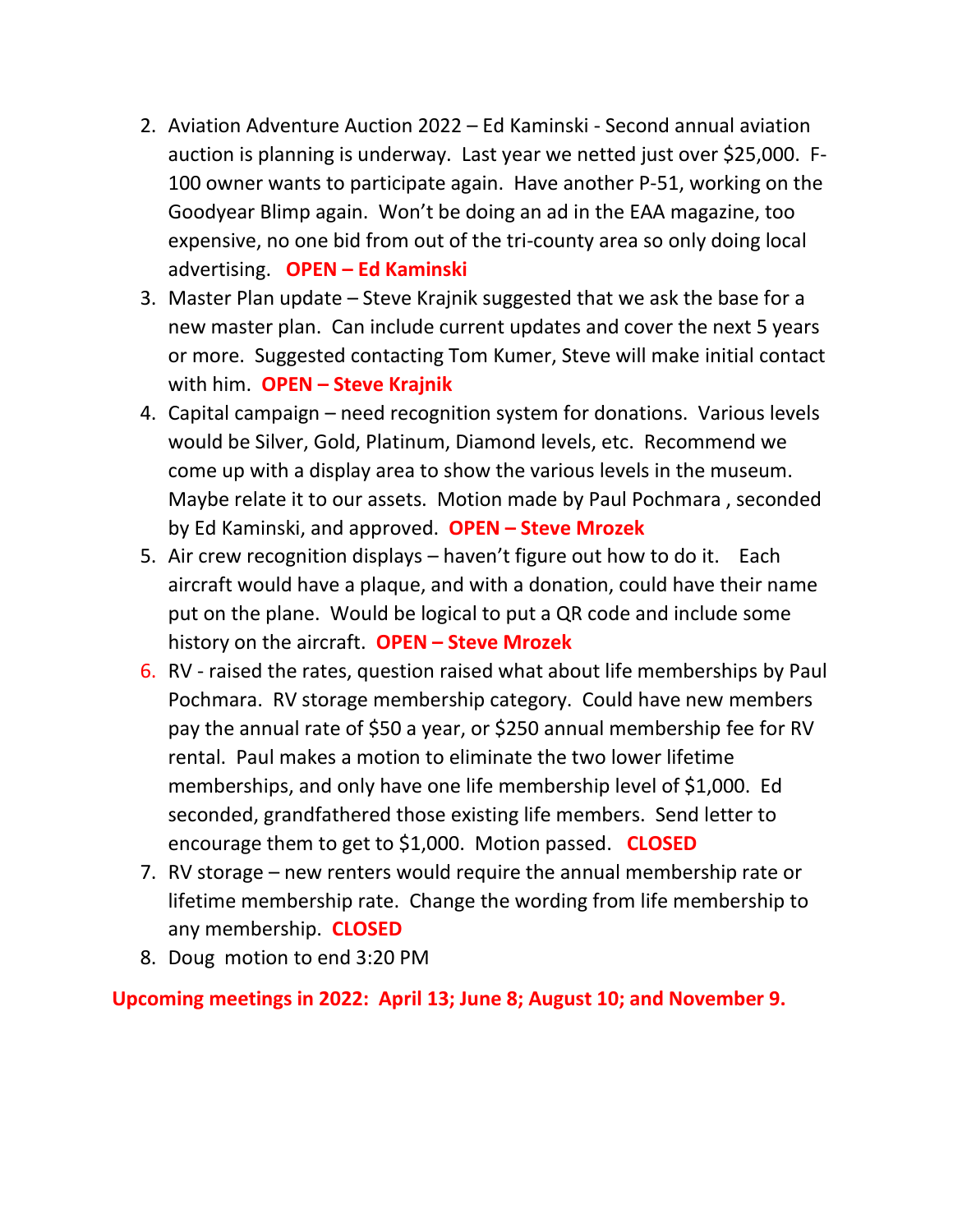2. Aviation Adventure Auction 2022 – Ed Kaminski - Second annual aviation auction is planning is underway. Last year we netted just over $25,000. F-100 owner wants to participate again. Have another P-51, working on the Goodyear Blimp again. Won't be doing an ad in the EAA magazine, too expensive, no one bid from out of the tri-county area so only doing local advertising. **OPEN – Ed Kaminski**
3. Master Plan update – Steve Krajnik suggested that we ask the base for a new master plan. Can include current updates and cover the next 5 years or more. Suggested contacting Tom Kumer, Steve will make initial contact with him. **OPEN – Steve Krajnik**
4. Capital campaign – need recognition system for donations. Various levels would be Silver, Gold, Platinum, Diamond levels, etc. Recommend we come up with a display area to show the various levels in the museum. Maybe relate it to our assets. Motion made by Paul Pochmara , seconded by Ed Kaminski, and approved. **OPEN – Steve Mrozek**
5. Air crew recognition displays – haven't figure out how to do it. Each aircraft would have a plaque, and with a donation, could have their name put on the plane. Would be logical to put a QR code and include some history on the aircraft. **OPEN – Steve Mrozek**
6. RV - raised the rates, question raised what about life memberships by Paul Pochmara. RV storage membership category. Could have new members pay the annual rate of $50 a year, or $250 annual membership fee for RV rental. Paul makes a motion to eliminate the two lower lifetime memberships, and only have one life membership level of $1,000. Ed seconded, grandfathered those existing life members. Send letter to encourage them to get to $1,000. Motion passed. **CLOSED**
7. RV storage – new renters would require the annual membership rate or lifetime membership rate. Change the wording from life membership to any membership. **CLOSED**
8. Doug motion to end 3:20 PM

**Upcoming meetings in 2022: April 13; June 8; August 10; and November 9.**